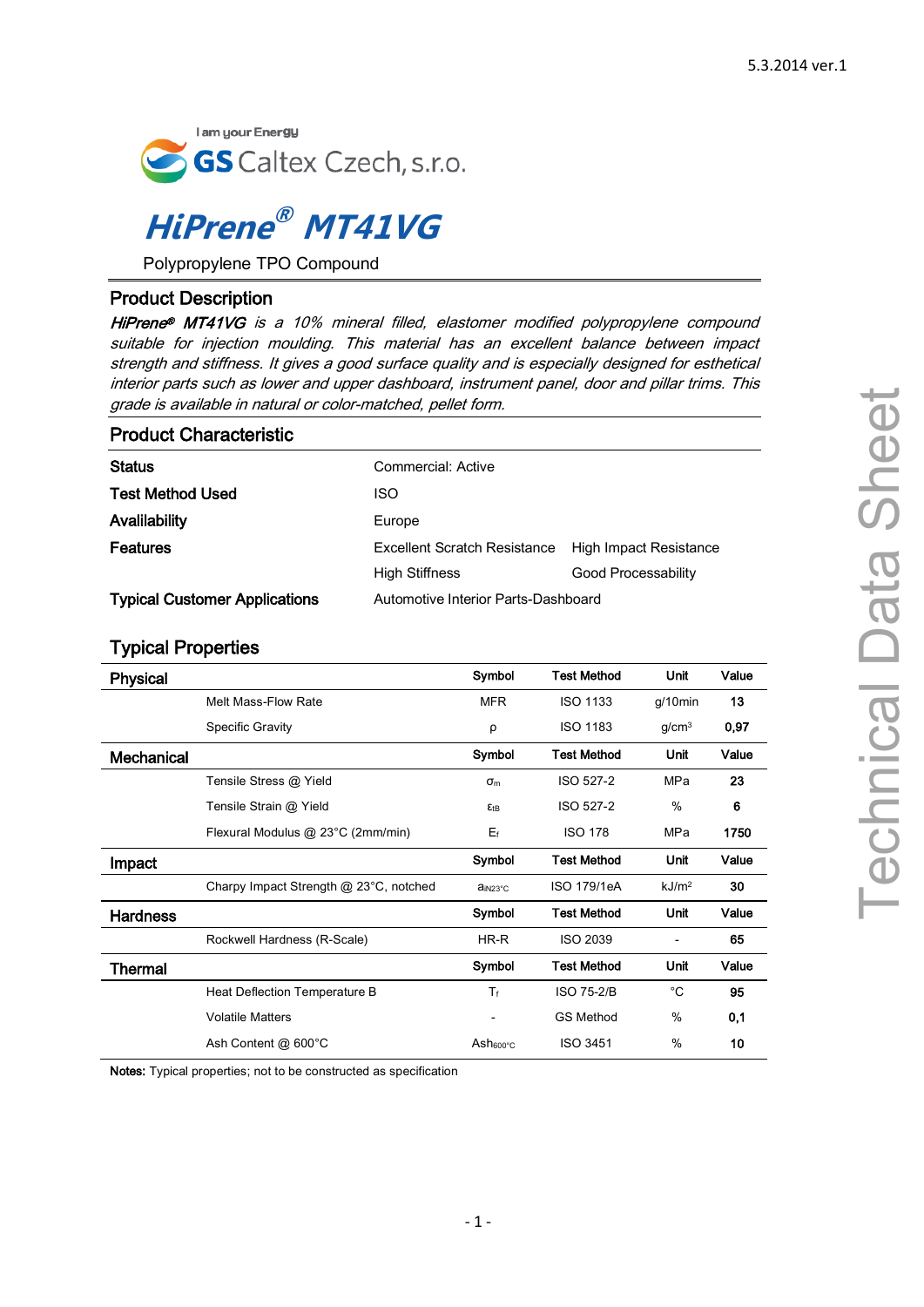5.3.2014 ver.1

I am your Energy

GS Caltex Czech, s.r.o.

# *HiPrene® MT41VG*

Polypropylene TPO Compound

## Product Description

*HiPrene® MT41VG is a 10% mineral filled, elastomer modified polypropylene compound suitable for injection moulding. This material has an excellent balance between impact strength and stiffness. It gives a good surface quality and is especially designed for esthetical interior parts such as lower and upper dashboard, instrument panel, door and pillar trims. This grade is available in natural or color-matched, pellet form.*

## Product Characteristic

| | | |
|---|---|---|
| **Status** | Commercial: Active | |
| **Test Method Used** | ISO | |
| **Availlability** | Europe | |
| **Features** | Excellent Scratch Resistance | High Impact Resistance |
| | High Stiffness | Good Processability |
| **Typical Customer Applications** | Automotive Interior Parts-Dashboard | |

## Typical Properties

| **Physical** | | **Symbol** | **Test Method** | **Unit** | **Value** |
|---|---|---|---|---|---|
| | Melt Mass-Flow Rate | MFR | ISO 1133 | g/10min | **13** |
| | Specific Gravity | $\rho$ | ISO 1183 | g/cm³ | **0,97** |
| **Mechanical** | | **Symbol** | **Test Method** | **Unit** | **Value** |
| | Tensile Stress @ Yield | $\sigma_m$ | ISO 527-2 | MPa | **23** |
| | Tensile Strain @ Yield | $\varepsilon_{tB}$ | ISO 527-2 | % | **6** |
| | Flexural Modulus @ 23°C (2mm/min) | $E_f$ | ISO 178 | MPa | **1750** |
| **Impact** | | **Symbol** | **Test Method** | **Unit** | **Value** |
| | Charpy Impact Strength @ 23°C, notched | $a_{iN23°C}$ | ISO 179/1eA | kJ/m² | **30** |
| **Hardness** | | **Symbol** | **Test Method** | **Unit** | **Value** |
| | Rockwell Hardness (R-Scale) | HR-R | ISO 2039 | - | **65** |
| **Thermal** | | **Symbol** | **Test Method** | **Unit** | **Value** |
| | Heat Deflection Temperature B | $T_f$ | ISO 75-2/B | °C | **95** |
| | Volatile Matters | - | GS Method | % | **0,1** |
| | Ash Content @ 600°C | $Ash_{600°C}$ | ISO 3451 | % | **10** |

**Notes:** Typical properties; not to be constructed as specification

Technical Data Sheet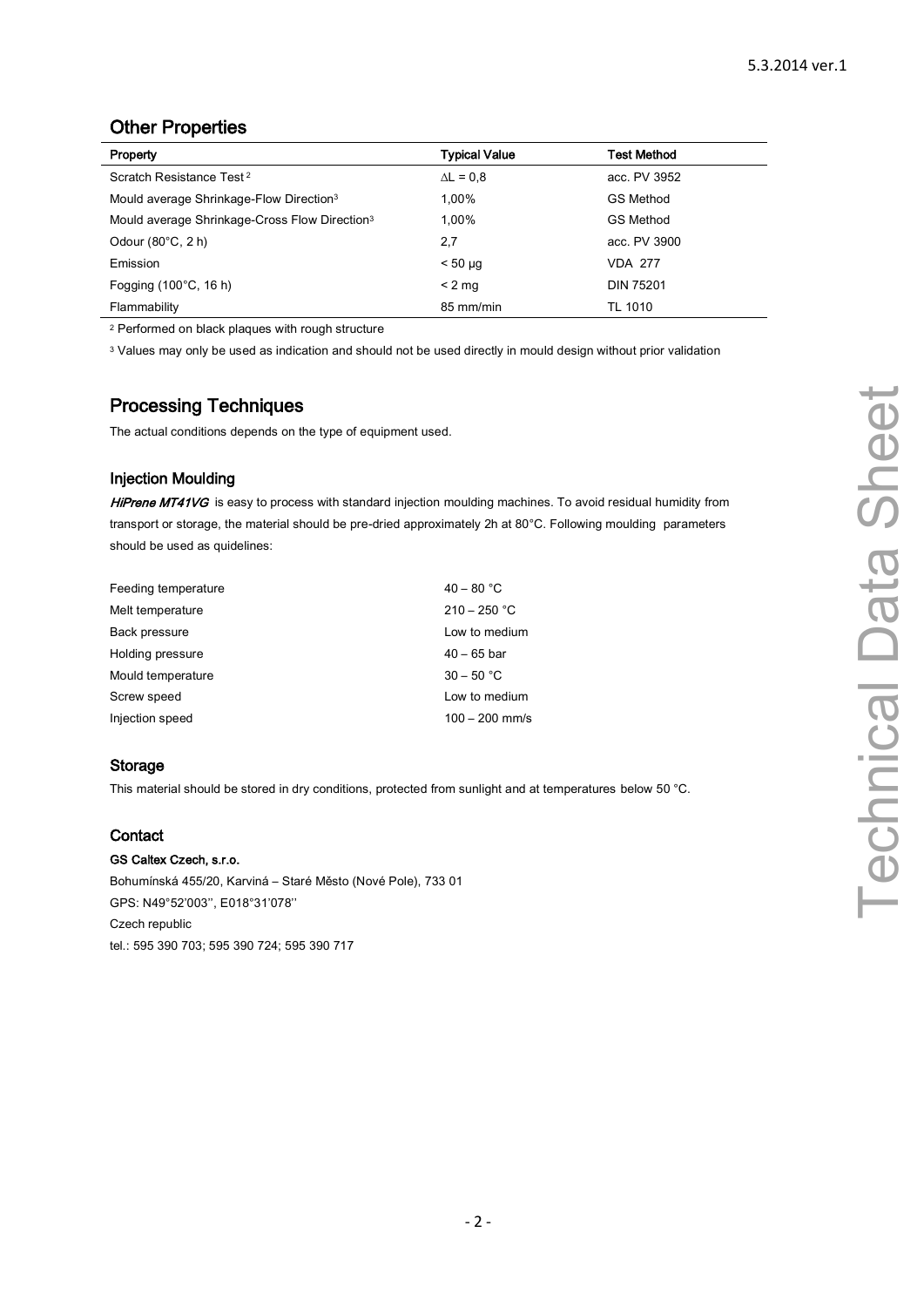## Other Properties

| Property | Typical Value | Test Method |
|---|---|---|
| Scratch Resistance Test [2] | ΔL = 0,8 | acc. PV 3952 |
| Mould average Shrinkage-Flow Direction[3] | 1,00% | GS Method |
| Mould average Shrinkage-Cross Flow Direction[3] | 1,00% | GS Method |
| Odour (80°C, 2 h) | 2,7 | acc. PV 3900 |
| Emission | < 50 µg | VDA 277 |
| Fogging (100°C, 16 h) | < 2 mg | DIN 75201 |
| Flammability | 85 mm/min | TL 1010 |

[2] Performed on black plaques with rough structure

[3] Values may only be used as indication and should not be used directly in mould design without prior validation

## Processing Techniques

The actual conditions depends on the type of equipment used.

### Injection Moulding

***HiPrene MT41VG*** is easy to process with standard injection moulding machines. To avoid residual humidity from transport or storage, the material should be pre-dried approximately 2h at 80°C. Following moulding parameters should be used as quidelines:

| | |
|---|---|
| Feeding temperature | 40 – 80 °C |
| Melt temperature | 210 – 250 °C |
| Back pressure | Low to medium |
| Holding pressure | 40 – 65 bar |
| Mould temperature | 30 – 50 °C |
| Screw speed | Low to medium |
| Injection speed | 100 – 200 mm/s |

### Storage

This material should be stored in dry conditions, protected from sunlight and at temperatures below 50 °C.

### Contact

**GS Caltex Czech, s.r.o.**
Bohumínská 455/20, Karviná – Staré Město (Nové Pole), 733 01
GPS: N49°52'003'', E018°31'078''
Czech republic
tel.: 595 390 703; 595 390 724; 595 390 717